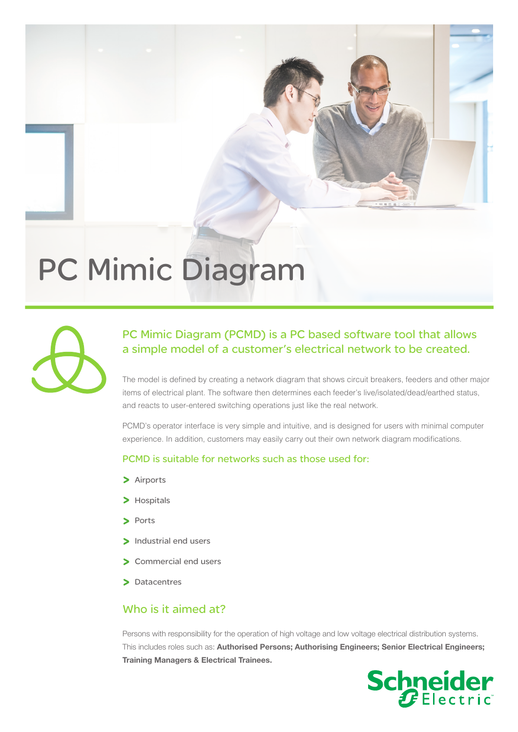# PC Mimic Diagram

## PC Mimic Diagram (PCMD) is a PC based software tool that allows a simple model of a customer's electrical network to be created.

The model is defined by creating a network diagram that shows circuit breakers, feeders and other major items of electrical plant. The software then determines each feeder's live/isolated/dead/earthed status, and reacts to user-entered switching operations just like the real network.

PCMD's operator interface is very simple and intuitive, and is designed for users with minimal computer experience. In addition, customers may easily carry out their own network diagram modifications.

### PCMD is suitable for networks such as those used for:

- Airports
- Hospitals
- Ports
- Industrial end users
- Commercial end users
- Datacentres

## Who is it aimed at?

Persons with responsibility for the operation of high voltage and low voltage electrical distribution systems. This includes roles such as: **Authorised Persons; Authorising Engineers; Senior Electrical Engineers; Training Managers & Electrical Trainees.**

Schneider Electric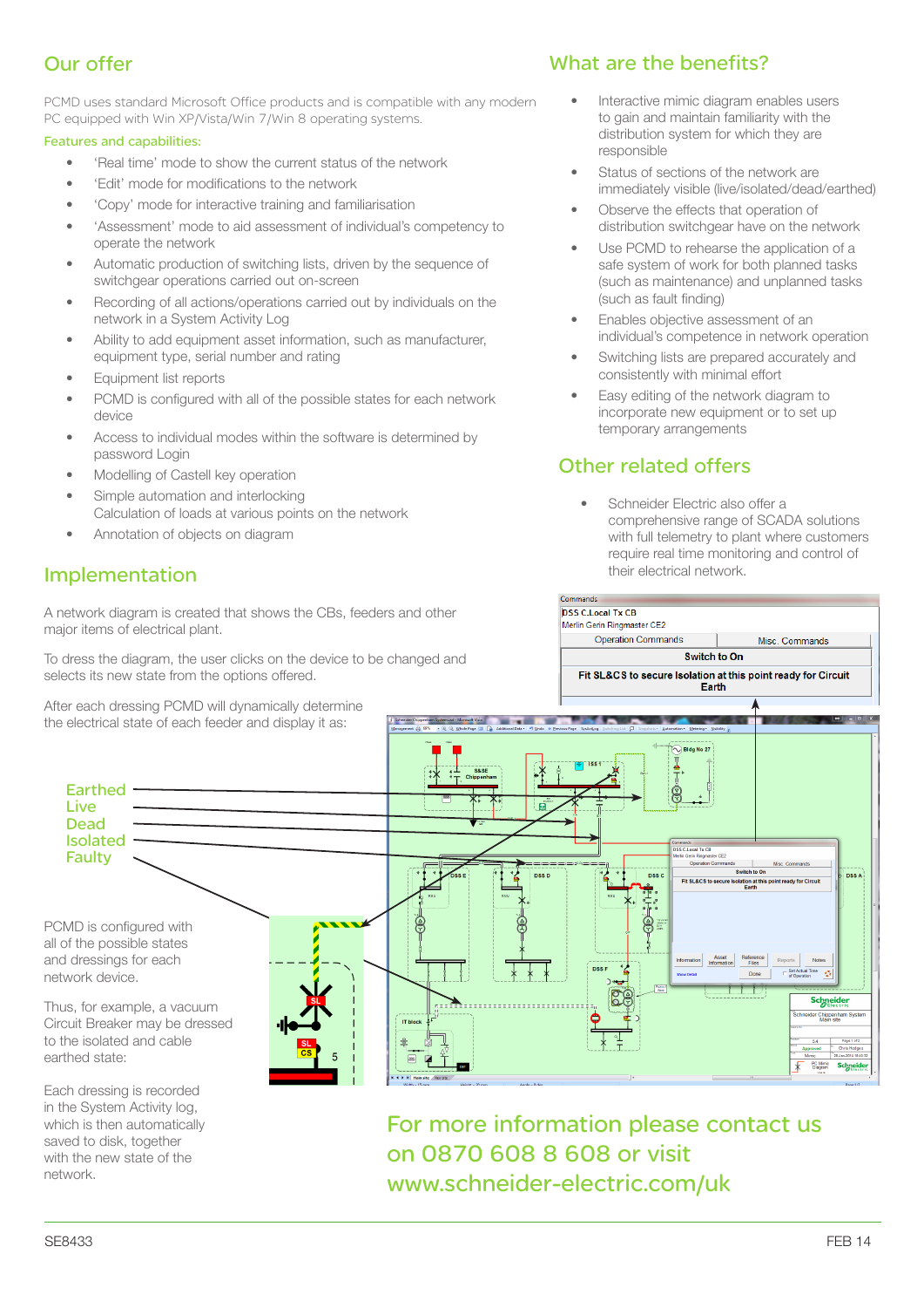## Our offer

PCMD uses standard Microsoft Office products and is compatible with any modern PC equipped with Win XP/Vista/Win 7/Win 8 operating systems.

### Features and capabilities:

- 'Real time' mode to show the current status of the network
- 'Edit' mode for modifications to the network
- 'Copy' mode for interactive training and familiarisation
- 'Assessment' mode to aid assessment of individual's competency to operate the network
- Automatic production of switching lists, driven by the sequence of switchgear operations carried out on-screen
- Recording of all actions/operations carried out by individuals on the network in a System Activity Log
- Ability to add equipment asset information, such as manufacturer, equipment type, serial number and rating
- Equipment list reports
- PCMD is configured with all of the possible states for each network device
- Access to individual modes within the software is determined by password Login
- Modelling of Castell key operation
- Simple automation and interlocking  
  Calculation of loads at various points on the network
- Annotation of objects on diagram

## Implementation

A network diagram is created that shows the CBs, feeders and other major items of electrical plant.

To dress the diagram, the user clicks on the device to be changed and selects its new state from the options offered.

After each dressing PCMD will dynamically determine the electrical state of each feeder and display it as:

Earthed  
Live  
Dead  
Isolated  
Faulty

PCMD is configured with all of the possible states and dressings for each network device.

Thus, for example, a vacuum Circuit Breaker may be dressed to the isolated and cable earthed state:

Each dressing is recorded in the System Activity log, which is then automatically saved to disk, together with the new state of the network.

## What are the benefits?

- Interactive mimic diagram enables users to gain and maintain familiarity with the distribution system for which they are responsible
- Status of sections of the network are immediately visible (live/isolated/dead/earthed)
- Observe the effects that operation of distribution switchgear have on the network
- Use PCMD to rehearse the application of a safe system of work for both planned tasks (such as maintenance) and unplanned tasks (such as fault finding)
- Enables objective assessment of an individual's competence in network operation
- Switching lists are prepared accurately and consistently with minimal effort
- Easy editing of the network diagram to incorporate new equipment or to set up temporary arrangements

## Other related offers

- Schneider Electric also offer a comprehensive range of SCADA solutions with full telemetry to plant where customers require real time monitoring and control of their electrical network.

Commands  
DSS C.Local Tx CB  
Merlin Gerin Ringmaster CE2  
Operation Commands | Misc. Commands  
Switch to On  
Fit SL&CS to secure Isolation at this point ready for Circuit Earth

## For more information please contact us on 0870 608 8 608 or visit www.schneider-electric.com/uk

SE8433 FEB 14